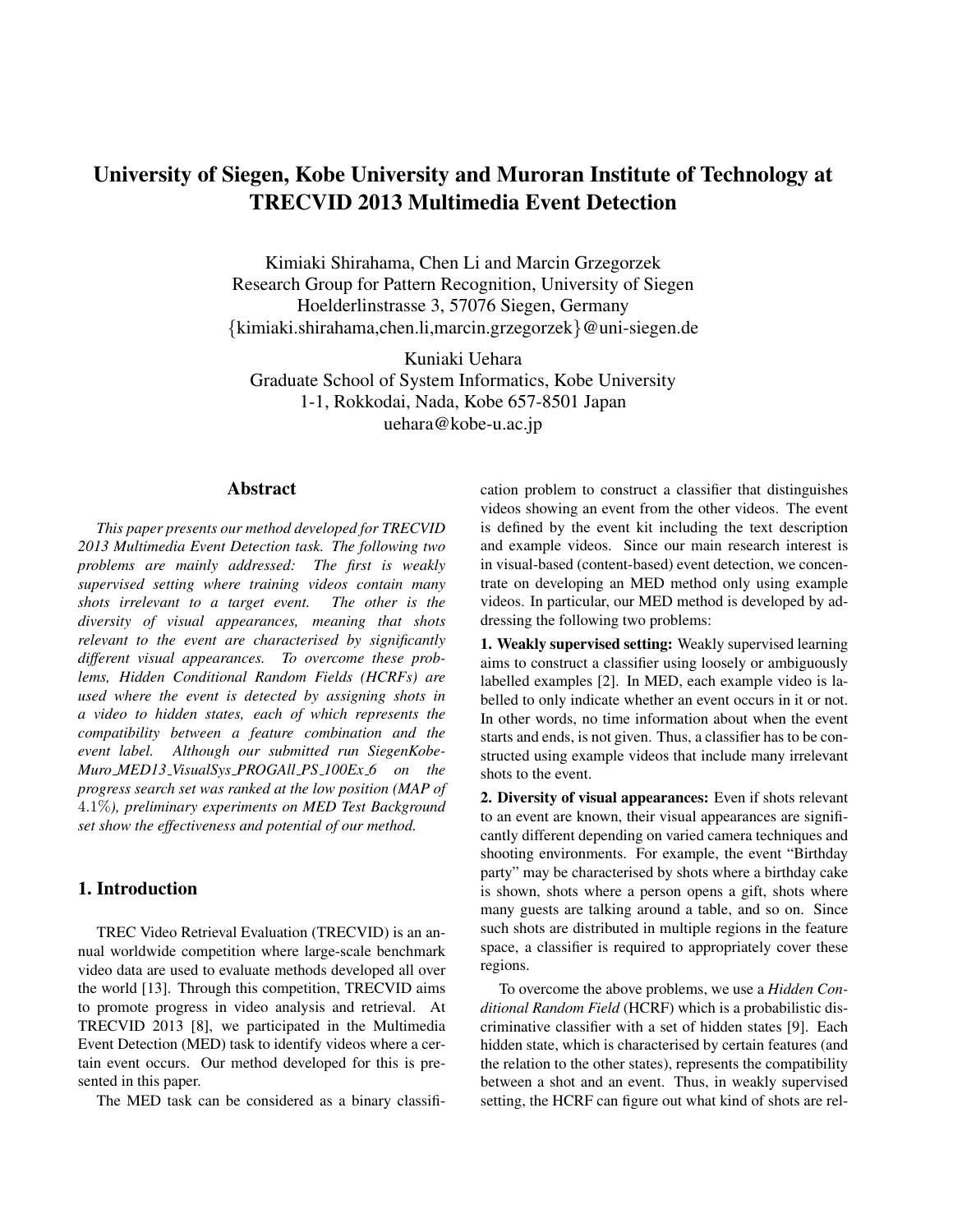# University of Siegen, Kobe University and Muroran Institute of Technology at TRECVID 2013 Multimedia Event Detection

Kimiaki Shirahama, Chen Li and Marcin Grzegorzek
Research Group for Pattern Recognition, University of Siegen
Hoelderlinstrasse 3, 57076 Siegen, Germany
{kimiaki.shirahama,chen.li,marcin.grzegorzek}@uni-siegen.de

Kuniaki Uehara
Graduate School of System Informatics, Kobe University
1-1, Rokkodai, Nada, Kobe 657-8501 Japan
uehara@kobe-u.ac.jp

## Abstract

*This paper presents our method developed for TRECVID 2013 Multimedia Event Detection task. The following two problems are mainly addressed: The first is weakly supervised setting where training videos contain many shots irrelevant to a target event. The other is the diversity of visual appearances, meaning that shots relevant to the event are characterised by significantly different visual appearances. To overcome these problems, Hidden Conditional Random Fields (HCRFs) are used where the event is detected by assigning shots in a video to hidden states, each of which represents the compatibility between a feature combination and the event label. Although our submitted run SiegenKobeMuro_MED13_VisualSys_PROGAll_PS_100Ex_6 on the progress search set was ranked at the low position (MAP of 4.1%), preliminary experiments on MED Test Background set show the effectiveness and potential of our method.*

## 1. Introduction

TREC Video Retrieval Evaluation (TRECVID) is an annual worldwide competition where large-scale benchmark video data are used to evaluate methods developed all over the world [13]. Through this competition, TRECVID aims to promote progress in video analysis and retrieval. At TRECVID 2013 [8], we participated in the Multimedia Event Detection (MED) task to identify videos where a certain event occurs. Our method developed for this is presented in this paper.

The MED task can be considered as a binary classification problem to construct a classifier that distinguishes videos showing an event from the other videos. The event is defined by the event kit including the text description and example videos. Since our main research interest is in visual-based (content-based) event detection, we concentrate on developing an MED method only using example videos. In particular, our MED method is developed by addressing the following two problems:

**1. Weakly supervised setting:** Weakly supervised learning aims to construct a classifier using loosely or ambiguously labelled examples [2]. In MED, each example video is labelled to only indicate whether an event occurs in it or not. In other words, no time information about when the event starts and ends, is not given. Thus, a classifier has to be constructed using example videos that include many irrelevant shots to the event.

**2. Diversity of visual appearances:** Even if shots relevant to an event are known, their visual appearances are significantly different depending on varied camera techniques and shooting environments. For example, the event "Birthday party" may be characterised by shots where a birthday cake is shown, shots where a person opens a gift, shots where many guests are talking around a table, and so on. Since such shots are distributed in multiple regions in the feature space, a classifier is required to appropriately cover these regions.

To overcome the above problems, we use a *Hidden Conditional Random Field* (HCRF) which is a probabilistic discriminative classifier with a set of hidden states [9]. Each hidden state, which is characterised by certain features (and the relation to the other states), represents the compatibility between a shot and an event. Thus, in weakly supervised setting, the HCRF can figure out what kind of shots are rel-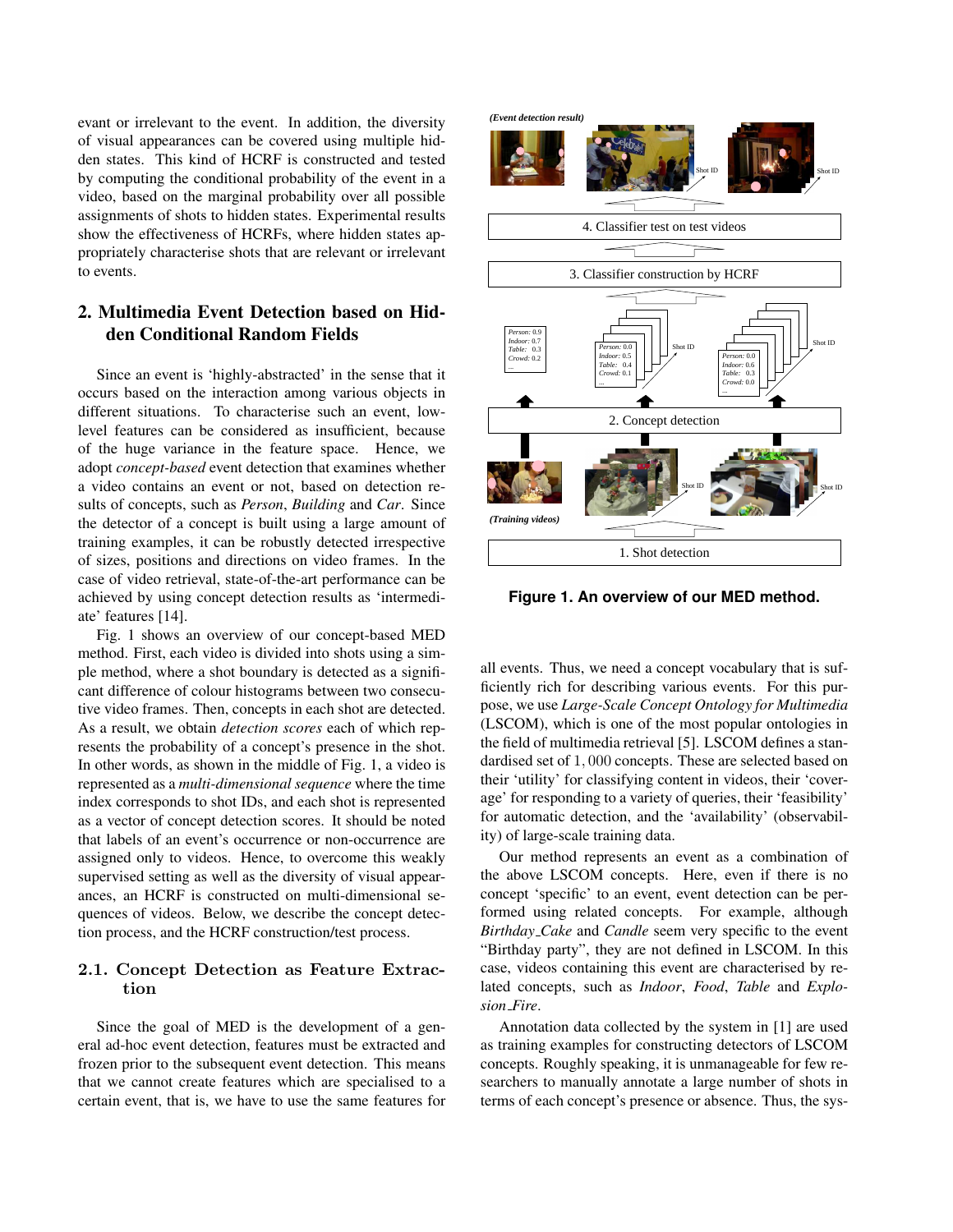evant or irrelevant to the event. In addition, the diversity of visual appearances can be covered using multiple hidden states. This kind of HCRF is constructed and tested by computing the conditional probability of the event in a video, based on the marginal probability over all possible assignments of shots to hidden states. Experimental results show the effectiveness of HCRFs, where hidden states appropriately characterise shots that are relevant or irrelevant to events.

## 2. Multimedia Event Detection based on Hidden Conditional Random Fields

Since an event is 'highly-abstracted' in the sense that it occurs based on the interaction among various objects in different situations. To characterise such an event, low-level features can be considered as insufficient, because of the huge variance in the feature space. Hence, we adopt *concept-based* event detection that examines whether a video contains an event or not, based on detection results of concepts, such as *Person*, *Building* and *Car*. Since the detector of a concept is built using a large amount of training examples, it can be robustly detected irrespective of sizes, positions and directions on video frames. In the case of video retrieval, state-of-the-art performance can be achieved by using concept detection results as 'intermediate' features [14].

Fig. 1 shows an overview of our concept-based MED method. First, each video is divided into shots using a simple method, where a shot boundary is detected as a significant difference of colour histograms between two consecutive video frames. Then, concepts in each shot are detected. As a result, we obtain *detection scores* each of which represents the probability of a concept's presence in the shot. In other words, as shown in the middle of Fig. 1, a video is represented as a *multi-dimensional sequence* where the time index corresponds to shot IDs, and each shot is represented as a vector of concept detection scores. It should be noted that labels of an event's occurrence or non-occurrence are assigned only to videos. Hence, to overcome this weakly supervised setting as well as the diversity of visual appearances, an HCRF is constructed on multi-dimensional sequences of videos. Below, we describe the concept detection process, and the HCRF construction/test process.

**Figure 1. An overview of our MED method.**

### 2.1. Concept Detection as Feature Extraction

Since the goal of MED is the development of a general ad-hoc event detection, features must be extracted and frozen prior to the subsequent event detection. This means that we cannot create features which are specialised to a certain event, that is, we have to use the same features for all events. Thus, we need a concept vocabulary that is sufficiently rich for describing various events. For this purpose, we use *Large-Scale Concept Ontology for Multimedia* (LSCOM), which is one of the most popular ontologies in the field of multimedia retrieval [5]. LSCOM defines a standardised set of $1,000$ concepts. These are selected based on their 'utility' for classifying content in videos, their 'coverage' for responding to a variety of queries, their 'feasibility' for automatic detection, and the 'availability' (observability) of large-scale training data.

Our method represents an event as a combination of the above LSCOM concepts. Here, even if there is no concept 'specific' to an event, event detection can be performed using related concepts. For example, although *Birthday_Cake* and *Candle* seem very specific to the event "Birthday party", they are not defined in LSCOM. In this case, videos containing this event are characterised by related concepts, such as *Indoor*, *Food*, *Table* and *Explosion_Fire*.

Annotation data collected by the system in [1] are used as training examples for constructing detectors of LSCOM concepts. Roughly speaking, it is unmanageable for few researchers to manually annotate a large number of shots in terms of each concept's presence or absence. Thus, the sys-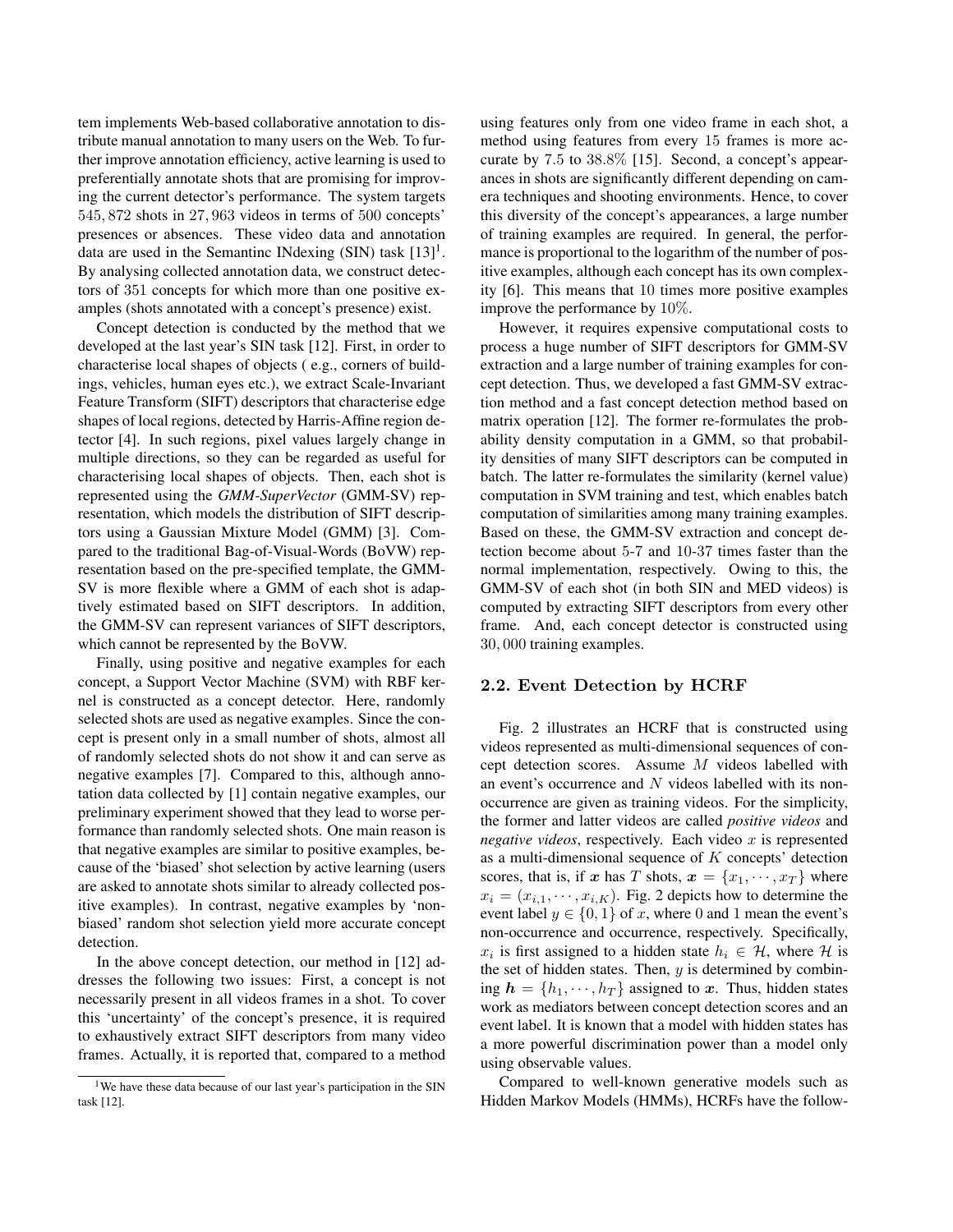tem implements Web-based collaborative annotation to distribute manual annotation to many users on the Web. To further improve annotation efficiency, active learning is used to preferentially annotate shots that are promising for improving the current detector's performance. The system targets $545,872$ shots in $27,963$ videos in terms of $500$ concepts' presences or absences. These video data and annotation data are used in the Semantinc INdexing (SIN) task [13][1]. By analysing collected annotation data, we construct detectors of $351$ concepts for which more than one positive examples (shots annotated with a concept's presence) exist.

Concept detection is conducted by the method that we developed at the last year's SIN task [12]. First, in order to characterise local shapes of objects ( e.g., corners of buildings, vehicles, human eyes etc.), we extract Scale-Invariant Feature Transform (SIFT) descriptors that characterise edge shapes of local regions, detected by Harris-Affine region detector [4]. In such regions, pixel values largely change in multiple directions, so they can be regarded as useful for characterising local shapes of objects. Then, each shot is represented using the *GMM-SuperVector* (GMM-SV) representation, which models the distribution of SIFT descriptors using a Gaussian Mixture Model (GMM) [3]. Compared to the traditional Bag-of-Visual-Words (BoVW) representation based on the pre-specified template, the GMM-SV is more flexible where a GMM of each shot is adaptively estimated based on SIFT descriptors. In addition, the GMM-SV can represent variances of SIFT descriptors, which cannot be represented by the BoVW.

Finally, using positive and negative examples for each concept, a Support Vector Machine (SVM) with RBF kernel is constructed as a concept detector. Here, randomly selected shots are used as negative examples. Since the concept is present only in a small number of shots, almost all of randomly selected shots do not show it and can serve as negative examples [7]. Compared to this, although annotation data collected by [1] contain negative examples, our preliminary experiment showed that they lead to worse performance than randomly selected shots. One main reason is that negative examples are similar to positive examples, because of the 'biased' shot selection by active learning (users are asked to annotate shots similar to already collected positive examples). In contrast, negative examples by 'non-biased' random shot selection yield more accurate concept detection.

In the above concept detection, our method in [12] addresses the following two issues: First, a concept is not necessarily present in all videos frames in a shot. To cover this 'uncertainty' of the concept's presence, it is required to exhaustively extract SIFT descriptors from many video frames. Actually, it is reported that, compared to a method using features only from one video frame in each shot, a method using features from every $15$ frames is more accurate by $7.5$ to $38.8\%$ [15]. Second, a concept's appearances in shots are significantly different depending on camera techniques and shooting environments. Hence, to cover this diversity of the concept's appearances, a large number of training examples are required. In general, the performance is proportional to the logarithm of the number of positive examples, although each concept has its own complexity [6]. This means that $10$ times more positive examples improve the performance by $10\%$.

However, it requires expensive computational costs to process a huge number of SIFT descriptors for GMM-SV extraction and a large number of training examples for concept detection. Thus, we developed a fast GMM-SV extraction method and a fast concept detection method based on matrix operation [12]. The former re-formulates the probability density computation in a GMM, so that probability densities of many SIFT descriptors can be computed in batch. The latter re-formulates the similarity (kernel value) computation in SVM training and test, which enables batch computation of similarities among many training examples. Based on these, the GMM-SV extraction and concept detection become about 5-7 and 10-37 times faster than the normal implementation, respectively. Owing to this, the GMM-SV of each shot (in both SIN and MED videos) is computed by extracting SIFT descriptors from every other frame. And, each concept detector is constructed using $30,000$ training examples.

## 2.2. Event Detection by HCRF

Fig. 2 illustrates an HCRF that is constructed using videos represented as multi-dimensional sequences of concept detection scores. Assume $M$ videos labelled with an event's occurrence and $N$ videos labelled with its non-occurrence are given as training videos. For the simplicity, the former and latter videos are called *positive videos* and *negative videos*, respectively. Each video $x$ is represented as a multi-dimensional sequence of $K$ concepts' detection scores, that is, if $\boldsymbol{x}$ has $T$ shots, $\boldsymbol{x} = \{x_1, \cdots, x_T\}$ where $x_i = (x_{i,1}, \cdots, x_{i,K})$. Fig. 2 depicts how to determine the event label $y \in \{0, 1\}$ of $x$, where $0$ and $1$ mean the event's non-occurrence and occurrence, respectively. Specifically, $x_i$ is first assigned to a hidden state $h_i \in \mathcal{H}$, where $\mathcal{H}$ is the set of hidden states. Then, $y$ is determined by combining $\boldsymbol{h} = \{h_1, \cdots, h_T\}$ assigned to $\boldsymbol{x}$. Thus, hidden states work as mediators between concept detection scores and an event label. It is known that a model with hidden states has a more powerful discrimination power than a model only using observable values.

Compared to well-known generative models such as Hidden Markov Models (HMMs), HCRFs have the follow-

[1] We have these data because of our last year's participation in the SIN task [12].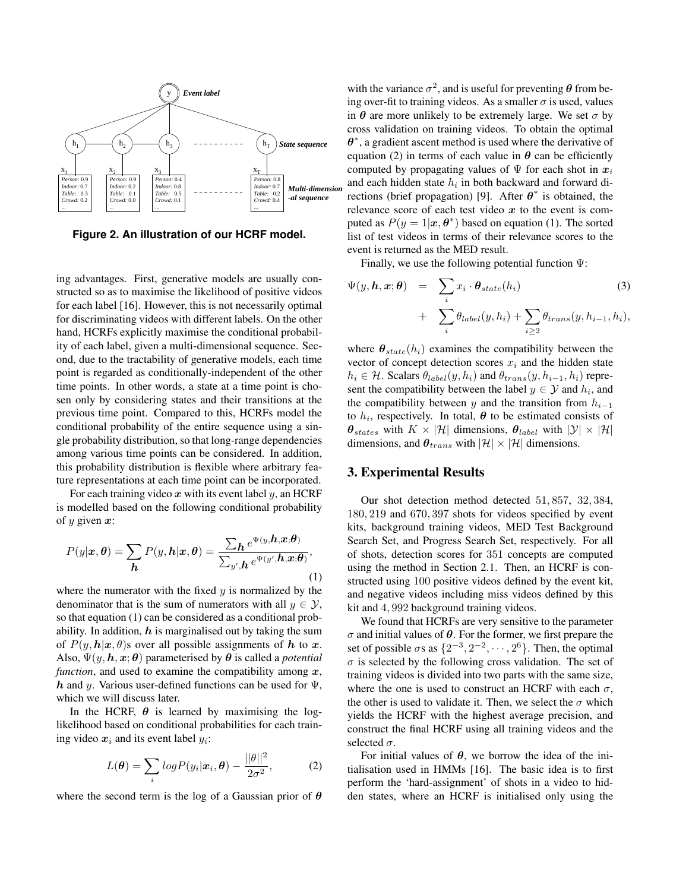**Figure 2. An illustration of our HCRF model.**

ing advantages. First, generative models are usually constructed so as to maximise the likelihood of positive videos for each label [16]. However, this is not necessarily optimal for discriminating videos with different labels. On the other hand, HCRFs explicitly maximise the conditional probability of each label, given a multi-dimensional sequence. Second, due to the tractability of generative models, each time point is regarded as conditionally-independent of the other time points. In other words, a state at a time point is chosen only by considering states and their transitions at the previous time point. Compared to this, HCRFs model the conditional probability of the entire sequence using a single probability distribution, so that long-range dependencies among various time points can be considered. In addition, this probability distribution is flexible where arbitrary feature representations at each time point can be incorporated.

For each training video $\boldsymbol{x}$ with its event label $y$, an HCRF is modelled based on the following conditional probability of $y$ given $\boldsymbol{x}$:

$$P(y|\boldsymbol{x}, \boldsymbol{\theta}) = \sum_{\boldsymbol{h}} P(y, \boldsymbol{h}|\boldsymbol{x}, \boldsymbol{\theta}) = \frac{\sum_{\boldsymbol{h}} e^{\Psi(y, \boldsymbol{h}, \boldsymbol{x}; \boldsymbol{\theta})}}{\sum_{y', \boldsymbol{h}} e^{\Psi(y', \boldsymbol{h}, \boldsymbol{x}; \boldsymbol{\theta})}}, \tag{1}$$

where the numerator with the fixed $y$ is normalized by the denominator that is the sum of numerators with all $y \in \mathcal{Y}$, so that equation (1) can be considered as a conditional probability. In addition, $\boldsymbol{h}$ is marginalised out by taking the sum of $P(y, \boldsymbol{h}|\boldsymbol{x}, \theta)$s over all possible assignments of $\boldsymbol{h}$ to $\boldsymbol{x}$. Also, $\Psi(y, \boldsymbol{h}, \boldsymbol{x}; \boldsymbol{\theta})$ parameterised by $\boldsymbol{\theta}$ is called a *potential function*, and used to examine the compatibility among $\boldsymbol{x}$, $\boldsymbol{h}$ and $y$. Various user-defined functions can be used for $\Psi$, which we will discuss later.

In the HCRF, $\boldsymbol{\theta}$ is learned by maximising the log-likelihood based on conditional probabilities for each training video $\boldsymbol{x}_i$ and its event label $y_i$:

$$L(\boldsymbol{\theta}) = \sum_i log P(y_i|\boldsymbol{x}_i, \boldsymbol{\theta}) - \frac{||\theta||^2}{2\sigma^2}, \tag{2}$$

where the second term is the log of a Gaussian prior of $\boldsymbol{\theta}$ with the variance $\sigma^2$, and is useful for preventing $\boldsymbol{\theta}$ from being over-fit to training videos. As a smaller $\sigma$ is used, values in $\boldsymbol{\theta}$ are more unlikely to be extremely large. We set $\sigma$ by cross validation on training videos. To obtain the optimal $\boldsymbol{\theta}^*$, a gradient ascent method is used where the derivative of equation (2) in terms of each value in $\boldsymbol{\theta}$ can be efficiently computed by propagating values of $\Psi$ for each shot in $\boldsymbol{x}_i$ and each hidden state $h_i$ in both backward and forward directions (brief propagation) [9]. After $\boldsymbol{\theta}^*$ is obtained, the relevance score of each test video $\boldsymbol{x}$ to the event is computed as $P(y = 1|\boldsymbol{x}, \boldsymbol{\theta}^*)$ based on equation (1). The sorted list of test videos in terms of their relevance scores to the event is returned as the MED result.

Finally, we use the following potential function $\Psi$:

$$\begin{aligned}\Psi(y, \boldsymbol{h}, \boldsymbol{x}; \boldsymbol{\theta}) &= \sum_i x_i \cdot \boldsymbol{\theta}_{state}(h_i) \\ &+ \sum_i \theta_{label}(y, h_i) + \sum_{i \geq 2} \theta_{trans}(y, h_{i-1}, h_i),\end{aligned} \tag{3}$$

where $\boldsymbol{\theta}_{state}(h_i)$ examines the compatibility between the vector of concept detection scores $x_i$ and the hidden state $h_i \in \mathcal{H}$. Scalars $\theta_{label}(y, h_i)$ and $\theta_{trans}(y, h_{i-1}, h_i)$ represent the compatibility between the label $y \in \mathcal{Y}$ and $h_i$, and the compatibility between $y$ and the transition from $h_{i-1}$ to $h_i$, respectively. In total, $\boldsymbol{\theta}$ to be estimated consists of $\boldsymbol{\theta}_{states}$ with $K \times |\mathcal{H}|$ dimensions, $\boldsymbol{\theta}_{label}$ with $|\mathcal{Y}| \times |\mathcal{H}|$ dimensions, and $\boldsymbol{\theta}_{trans}$ with $|\mathcal{H}| \times |\mathcal{H}|$ dimensions.

## 3. Experimental Results

Our shot detection method detected $51,857$, $32,384$, $180,219$ and $670,397$ shots for videos specified by event kits, background training videos, MED Test Background Search Set, and Progress Search Set, respectively. For all of shots, detection scores for $351$ concepts are computed using the method in Section 2.1. Then, an HCRF is constructed using $100$ positive videos defined by the event kit, and negative videos including miss videos defined by this kit and $4,992$ background training videos.

We found that HCRFs are very sensitive to the parameter $\sigma$ and initial values of $\boldsymbol{\theta}$. For the former, we first prepare the set of possible $\sigma$s as $\{2^{-3}, 2^{-2}, \cdots, 2^6\}$. Then, the optimal $\sigma$ is selected by the following cross validation. The set of training videos is divided into two parts with the same size, where the one is used to construct an HCRF with each $\sigma$, the other is used to validate it. Then, we select the $\sigma$ which yields the HCRF with the highest average precision, and construct the final HCRF using all training videos and the selected $\sigma$.

For initial values of $\boldsymbol{\theta}$, we borrow the idea of the initialisation used in HMMs [16]. The basic idea is to first perform the 'hard-assignment' of shots in a video to hidden states, where an HCRF is initialised only using the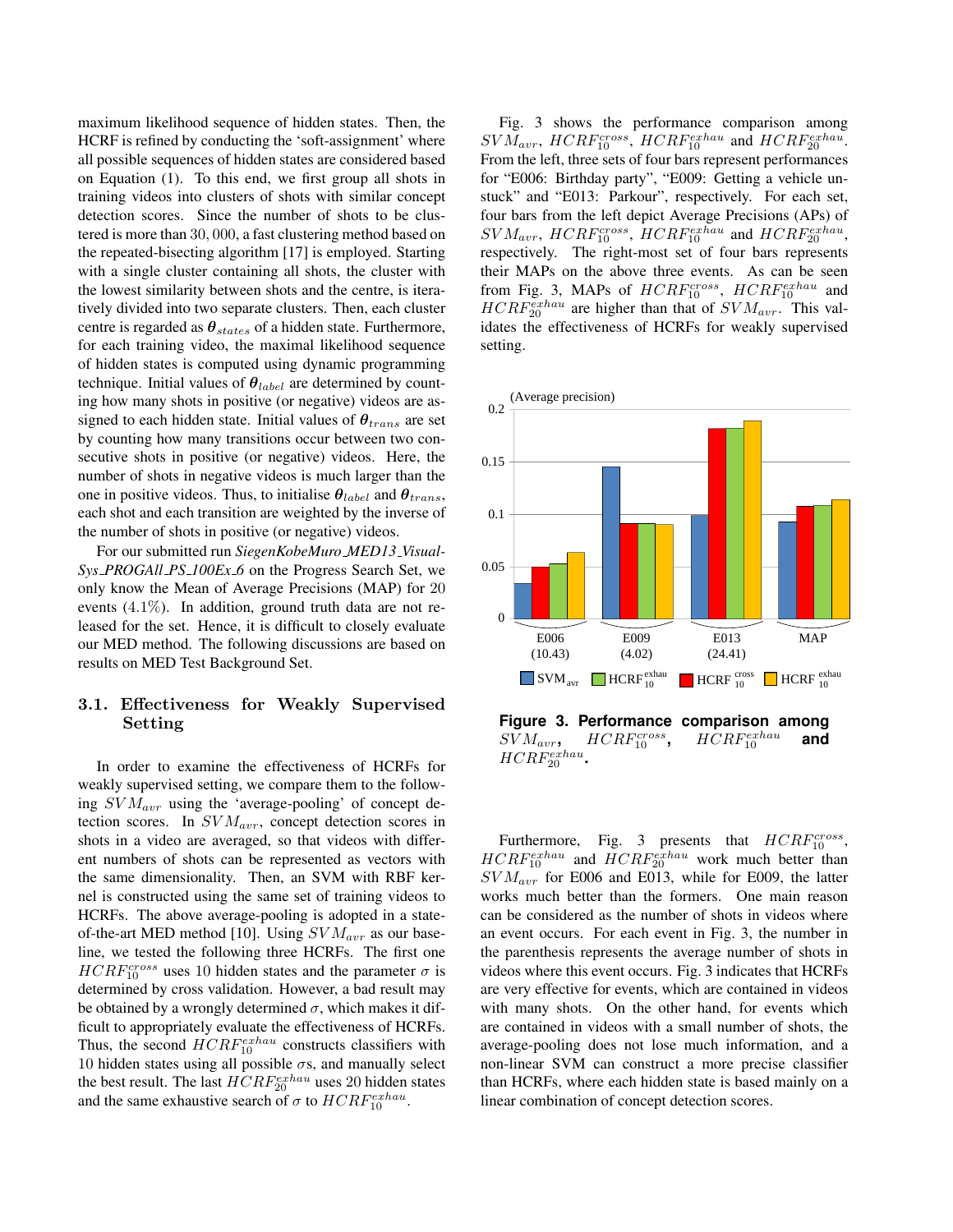maximum likelihood sequence of hidden states. Then, the HCRF is refined by conducting the 'soft-assignment' where all possible sequences of hidden states are considered based on Equation (1). To this end, we first group all shots in training videos into clusters of shots with similar concept detection scores. Since the number of shots to be clustered is more than $30,000$, a fast clustering method based on the repeated-bisecting algorithm [17] is employed. Starting with a single cluster containing all shots, the cluster with the lowest similarity between shots and the centre, is iteratively divided into two separate clusters. Then, each cluster centre is regarded as $\boldsymbol{\theta}_{states}$ of a hidden state. Furthermore, for each training video, the maximal likelihood sequence of hidden states is computed using dynamic programming technique. Initial values of $\boldsymbol{\theta}_{label}$ are determined by counting how many shots in positive (or negative) videos are assigned to each hidden state. Initial values of $\boldsymbol{\theta}_{trans}$ are set by counting how many transitions occur between two consecutive shots in positive (or negative) videos. Here, the number of shots in negative videos is much larger than the one in positive videos. Thus, to initialise $\boldsymbol{\theta}_{label}$ and $\boldsymbol{\theta}_{trans}$, each shot and each transition are weighted by the inverse of the number of shots in positive (or negative) videos.

For our submitted run *SiegenKobeMuro_MED13_VisualSys_PROGAll_PS_100Ex_6* on the Progress Search Set, we only know the Mean of Average Precisions (MAP) for 20 events ($4.1\%$). In addition, ground truth data are not released for the set. Hence, it is difficult to closely evaluate our MED method. The following discussions are based on results on MED Test Background Set.

### 3.1. Effectiveness for Weakly Supervised Setting

In order to examine the effectiveness of HCRFs for weakly supervised setting, we compare them to the following $SVM_{avr}$ using the 'average-pooling' of concept detection scores. In $SVM_{avr}$, concept detection scores in shots in a video are averaged, so that videos with different numbers of shots can be represented as vectors with the same dimensionality. Then, an SVM with RBF kernel is constructed using the same set of training videos to HCRFs. The above average-pooling is adopted in a state-of-the-art MED method [10]. Using $SVM_{avr}$ as our baseline, we tested the following three HCRFs. The first one $HCRF_{10}^{cross}$ uses 10 hidden states and the parameter $\sigma$ is determined by cross validation. However, a bad result may be obtained by a wrongly determined $\sigma$, which makes it difficult to appropriately evaluate the effectiveness of HCRFs. Thus, the second $HCRF_{10}^{exhau}$ constructs classifiers with 10 hidden states using all possible $\sigma$s, and manually select the best result. The last $HCRF_{20}^{exhau}$ uses 20 hidden states and the same exhaustive search of $\sigma$ to $HCRF_{10}^{exhau}$.

Fig. 3 shows the performance comparison among $SVM_{avr}$, $HCRF_{10}^{cross}$, $HCRF_{10}^{exhau}$ and $HCRF_{20}^{exhau}$. From the left, three sets of four bars represent performances for "E006: Birthday party", "E009: Getting a vehicle unstuck" and "E013: Parkour", respectively. For each set, four bars from the left depict Average Precisions (APs) of $SVM_{avr}$, $HCRF_{10}^{cross}$, $HCRF_{10}^{exhau}$ and $HCRF_{20}^{exhau}$, respectively. The right-most set of four bars represents their MAPs on the above three events. As can be seen from Fig. 3, MAPs of $HCRF_{10}^{cross}$, $HCRF_{10}^{exhau}$ and $HCRF_{20}^{exhau}$ are higher than that of $SVM_{avr}$. This validates the effectiveness of HCRFs for weakly supervised setting.

**Figure 3. Performance comparison among $SVM_{avr}$, $HCRF_{10}^{cross}$, $HCRF_{10}^{exhau}$ and $HCRF_{20}^{exhau}$.**

Furthermore, Fig. 3 presents that $HCRF_{10}^{cross}$, $HCRF_{10}^{exhau}$ and $HCRF_{20}^{exhau}$ work much better than $SVM_{avr}$ for E006 and E013, while for E009, the latter works much better than the formers. One main reason can be considered as the number of shots in videos where an event occurs. For each event in Fig. 3, the number in the parenthesis represents the average number of shots in videos where this event occurs. Fig. 3 indicates that HCRFs are very effective for events, which are contained in videos with many shots. On the other hand, for events which are contained in videos with a small number of shots, the average-pooling does not lose much information, and a non-linear SVM can construct a more precise classifier than HCRFs, where each hidden state is based mainly on a linear combination of concept detection scores.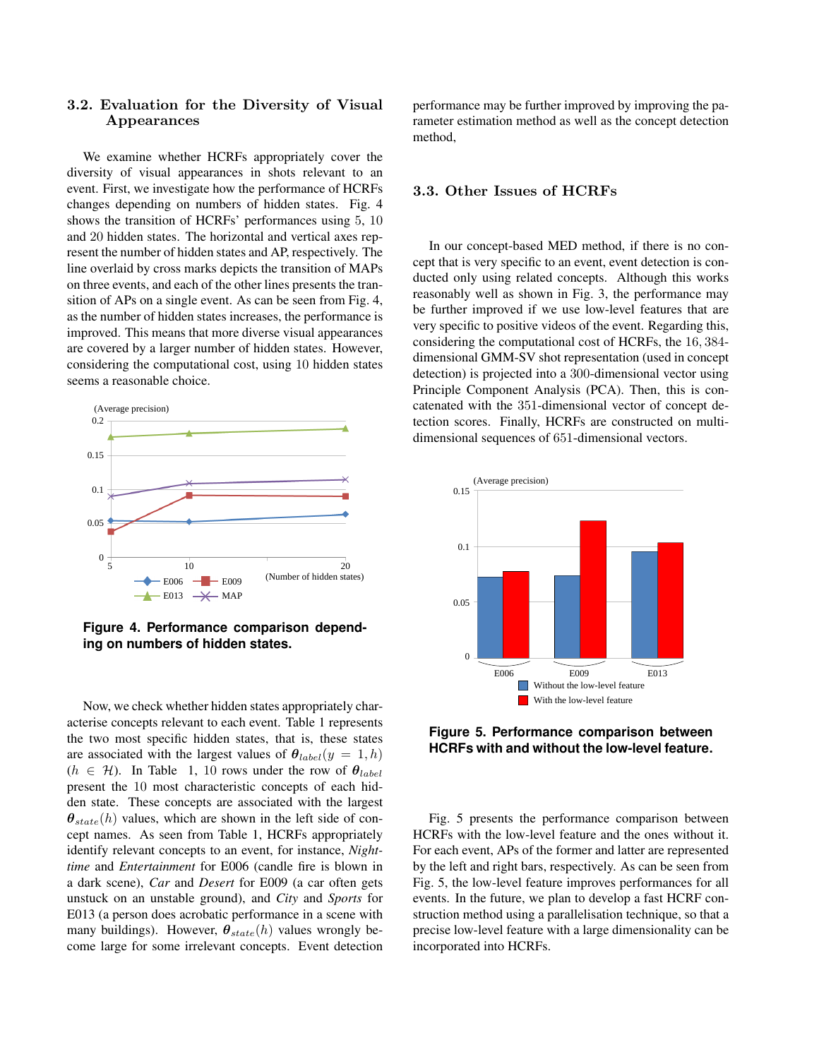### 3.2. Evaluation for the Diversity of Visual Appearances

We examine whether HCRFs appropriately cover the diversity of visual appearances in shots relevant to an event. First, we investigate how the performance of HCRFs changes depending on numbers of hidden states. Fig. 4 shows the transition of HCRFs' performances using 5, 10 and 20 hidden states. The horizontal and vertical axes represent the number of hidden states and AP, respectively. The line overlaid by cross marks depicts the transition of MAPs on three events, and each of the other lines presents the transition of APs on a single event. As can be seen from Fig. 4, as the number of hidden states increases, the performance is improved. This means that more diverse visual appearances are covered by a larger number of hidden states. However, considering the computational cost, using 10 hidden states seems a reasonable choice.

**Figure 4. Performance comparison depending on numbers of hidden states.**

Now, we check whether hidden states appropriately characterise concepts relevant to each event. Table 1 represents the two most specific hidden states, that is, these states are associated with the largest values of $\boldsymbol{\theta}_{label}(y = 1, h)$ ($h \in \mathcal{H}$). In Table 1, 10 rows under the row of $\boldsymbol{\theta}_{label}$ present the 10 most characteristic concepts of each hidden state. These concepts are associated with the largest $\boldsymbol{\theta}_{state}(h)$ values, which are shown in the left side of concept names. As seen from Table 1, HCRFs appropriately identify relevant concepts to an event, for instance, *Nighttime* and *Entertainment* for E006 (candle fire is blown in a dark scene), *Car* and *Desert* for E009 (a car often gets unstuck on an unstable ground), and *City* and *Sports* for E013 (a person does acrobatic performance in a scene with many buildings). However, $\boldsymbol{\theta}_{state}(h)$ values wrongly become large for some irrelevant concepts. Event detection performance may be further improved by improving the parameter estimation method as well as the concept detection method,

### 3.3. Other Issues of HCRFs

In our concept-based MED method, if there is no concept that is very specific to an event, event detection is conducted only using related concepts. Although this works reasonably well as shown in Fig. 3, the performance may be further improved if we use low-level features that are very specific to positive videos of the event. Regarding this, considering the computational cost of HCRFs, the 16,384-dimensional GMM-SV shot representation (used in concept detection) is projected into a 300-dimensional vector using Principle Component Analysis (PCA). Then, this is concatenated with the 351-dimensional vector of concept detection scores. Finally, HCRFs are constructed on multi-dimensional sequences of 651-dimensional vectors.

**Figure 5. Performance comparison between HCRFs with and without the low-level feature.**

Fig. 5 presents the performance comparison between HCRFs with the low-level feature and the ones without it. For each event, APs of the former and latter are represented by the left and right bars, respectively. As can be seen from Fig. 5, the low-level feature improves performances for all events. In the future, we plan to develop a fast HCRF construction method using a parallelisation technique, so that a precise low-level feature with a large dimensionality can be incorporated into HCRFs.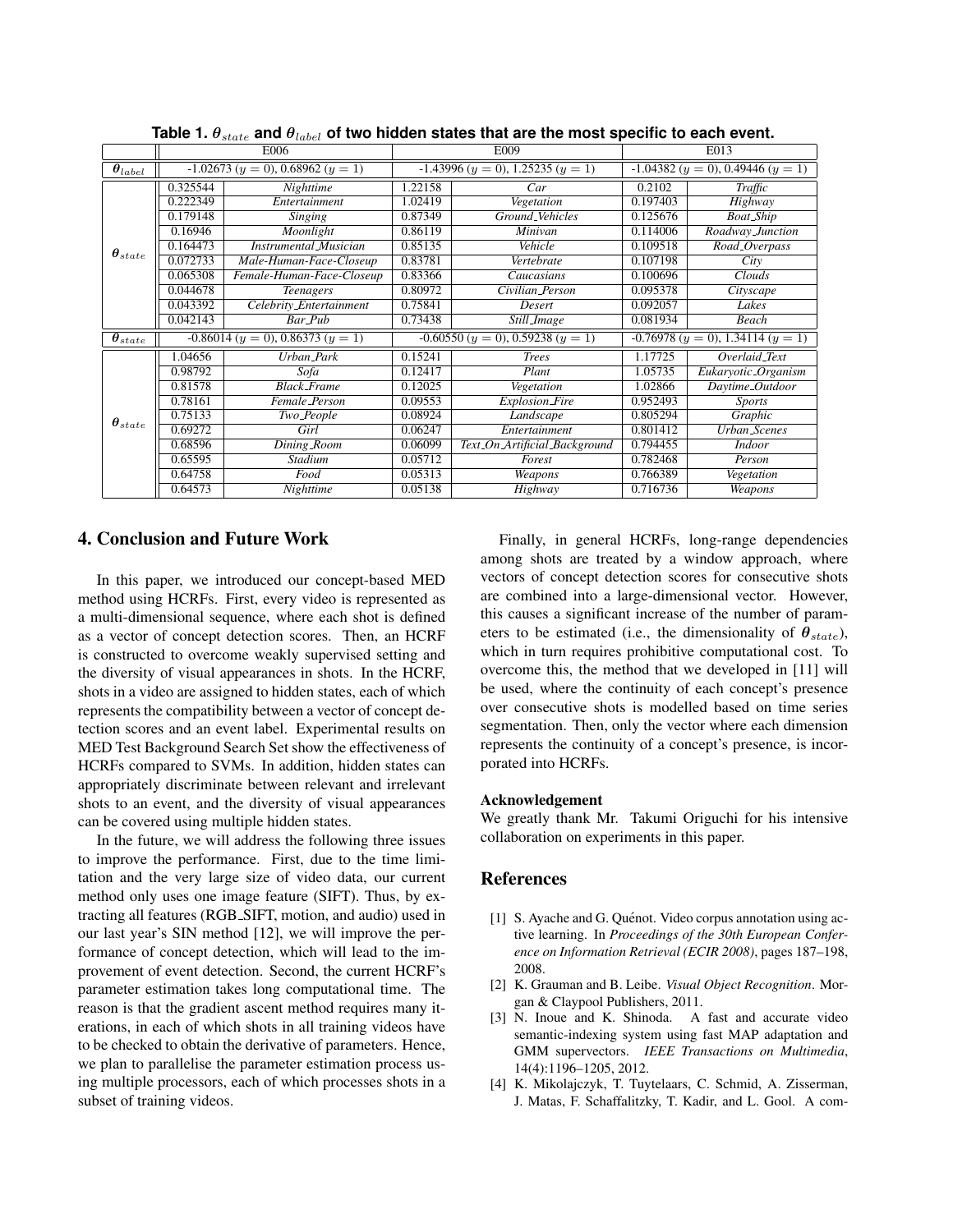**Table 1. $\theta_{state}$ and $\theta_{label}$ of two hidden states that are the most specific to each event.**

| | E006 | | E009 | | E013 | |
|---|---|---|---|---|---|---|
| $\boldsymbol{\theta}_{label}$ | -1.02673 ($y = 0$), 0.68962 ($y = 1$) | | -1.43996 ($y = 0$), 1.25235 ($y = 1$) | | -1.04382 ($y = 0$), 0.49446 ($y = 1$) | |
| $\boldsymbol{\theta}_{state}$ | 0.325544 | *Nighttime* | 1.22158 | *Car* | 0.2102 | *Traffic* |
| | 0.222349 | *Entertainment* | 1.02419 | *Vegetation* | 0.197403 | *Highway* |
| | 0.179148 | *Singing* | 0.87349 | *Ground_Vehicles* | 0.125676 | *Boat_Ship* |
| | 0.16946 | *Moonlight* | 0.86119 | *Minivan* | 0.114006 | *Roadway_Junction* |
| | 0.164473 | *Instrumental_Musician* | 0.85135 | *Vehicle* | 0.109518 | *Road_Overpass* |
| | 0.072733 | *Male-Human-Face-Closeup* | 0.83781 | *Vertebrate* | 0.107198 | *City* |
| | 0.065308 | *Female-Human-Face-Closeup* | 0.83366 | *Caucasians* | 0.100696 | *Clouds* |
| | 0.044678 | *Teenagers* | 0.80972 | *Civilian_Person* | 0.095378 | *Cityscape* |
| | 0.043392 | *Celebrity_Entertainment* | 0.75841 | *Desert* | 0.092057 | *Lakes* |
| | 0.042143 | *Bar_Pub* | 0.73438 | *Still_Image* | 0.081934 | *Beach* |
| $\boldsymbol{\theta}_{state}$ | -0.86014 ($y = 0$), 0.86373 ($y = 1$) | | -0.60550 ($y = 0$), 0.59238 ($y = 1$) | | -0.76978 ($y = 0$), 1.34114 ($y = 1$) | |
| $\boldsymbol{\theta}_{state}$ | 1.04656 | *Urban_Park* | 0.15241 | *Trees* | 1.17725 | *Overlaid_Text* |
| | 0.98792 | *Sofa* | 0.12417 | *Plant* | 1.05735 | *Eukaryotic_Organism* |
| | 0.81578 | *Black_Frame* | 0.12025 | *Vegetation* | 1.02866 | *Daytime_Outdoor* |
| | 0.78161 | *Female_Person* | 0.09553 | *Explosion_Fire* | 0.952493 | *Sports* |
| | 0.75133 | *Two_People* | 0.08924 | *Landscape* | 0.805294 | *Graphic* |
| | 0.69272 | *Girl* | 0.06247 | *Entertainment* | 0.801412 | *Urban_Scenes* |
| | 0.68596 | *Dining_Room* | 0.06099 | *Text_On_Artificial_Background* | 0.794455 | *Indoor* |
| | 0.65595 | *Stadium* | 0.05712 | *Forest* | 0.782468 | *Person* |
| | 0.64758 | *Food* | 0.05313 | *Weapons* | 0.766389 | *Vegetation* |
| | 0.64573 | *Nighttime* | 0.05138 | *Highway* | 0.716736 | *Weapons* |

## 4. Conclusion and Future Work

In this paper, we introduced our concept-based MED method using HCRFs. First, every video is represented as a multi-dimensional sequence, where each shot is defined as a vector of concept detection scores. Then, an HCRF is constructed to overcome weakly supervised setting and the diversity of visual appearances in shots. In the HCRF, shots in a video are assigned to hidden states, each of which represents the compatibility between a vector of concept detection scores and an event label. Experimental results on MED Test Background Search Set show the effectiveness of HCRFs compared to SVMs. In addition, hidden states can appropriately discriminate between relevant and irrelevant shots to an event, and the diversity of visual appearances can be covered using multiple hidden states.

In the future, we will address the following three issues to improve the performance. First, due to the time limitation and the very large size of video data, our current method only uses one image feature (SIFT). Thus, by extracting all features (RGB_SIFT, motion, and audio) used in our last year's SIN method [12], we will improve the performance of concept detection, which will lead to the improvement of event detection. Second, the current HCRF's parameter estimation takes long computational time. The reason is that the gradient ascent method requires many iterations, in each of which shots in all training videos have to be checked to obtain the derivative of parameters. Hence, we plan to parallelise the parameter estimation process using multiple processors, each of which processes shots in a subset of training videos.

Finally, in general HCRFs, long-range dependencies among shots are treated by a window approach, where vectors of concept detection scores for consecutive shots are combined into a large-dimensional vector. However, this causes a significant increase of the number of parameters to be estimated (i.e., the dimensionality of $\boldsymbol{\theta}_{state}$), which in turn requires prohibitive computational cost. To overcome this, the method that we developed in [11] will be used, where the continuity of each concept's presence over consecutive shots is modelled based on time series segmentation. Then, only the vector where each dimension represents the continuity of a concept's presence, is incorporated into HCRFs.

### Acknowledgement

We greatly thank Mr. Takumi Origuchi for his intensive collaboration on experiments in this paper.

## References

[1] S. Ayache and G. Quénot. Video corpus annotation using active learning. In *Proceedings of the 30th European Conference on Information Retrieval (ECIR 2008)*, pages 187–198, 2008.

[2] K. Grauman and B. Leibe. *Visual Object Recognition*. Morgan & Claypool Publishers, 2011.

[3] N. Inoue and K. Shinoda. A fast and accurate video semantic-indexing system using fast MAP adaptation and GMM supervectors. *IEEE Transactions on Multimedia*, 14(4):1196–1205, 2012.

[4] K. Mikolajczyk, T. Tuytelaars, C. Schmid, A. Zisserman, J. Matas, F. Schaffalitzky, T. Kadir, and L. Gool. A com-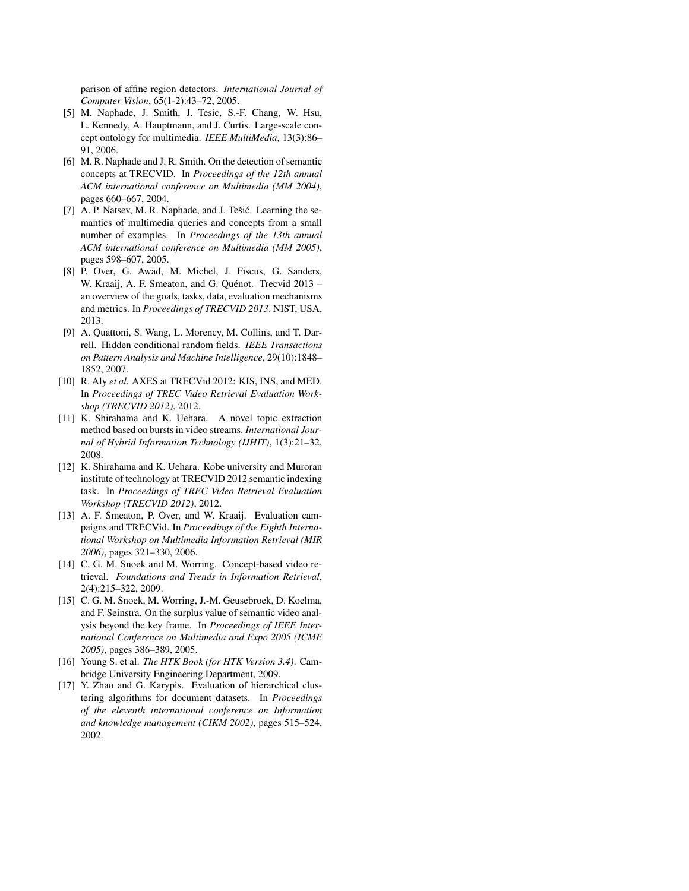parison of affine region detectors. *International Journal of Computer Vision*, 65(1-2):43–72, 2005.

[5] M. Naphade, J. Smith, J. Tesic, S.-F. Chang, W. Hsu, L. Kennedy, A. Hauptmann, and J. Curtis. Large-scale concept ontology for multimedia. *IEEE MultiMedia*, 13(3):86–91, 2006.

[6] M. R. Naphade and J. R. Smith. On the detection of semantic concepts at TRECVID. In *Proceedings of the 12th annual ACM international conference on Multimedia (MM 2004)*, pages 660–667, 2004.

[7] A. P. Natsev, M. R. Naphade, and J. Tešić. Learning the semantics of multimedia queries and concepts from a small number of examples. In *Proceedings of the 13th annual ACM international conference on Multimedia (MM 2005)*, pages 598–607, 2005.

[8] P. Over, G. Awad, M. Michel, J. Fiscus, G. Sanders, W. Kraaij, A. F. Smeaton, and G. Quénot. Trecvid 2013 – an overview of the goals, tasks, data, evaluation mechanisms and metrics. In *Proceedings of TRECVID 2013*. NIST, USA, 2013.

[9] A. Quattoni, S. Wang, L. Morency, M. Collins, and T. Darrell. Hidden conditional random fields. *IEEE Transactions on Pattern Analysis and Machine Intelligence*, 29(10):1848–1852, 2007.

[10] R. Aly *et al.* AXES at TRECVid 2012: KIS, INS, and MED. In *Proceedings of TREC Video Retrieval Evaluation Workshop (TRECVID 2012)*, 2012.

[11] K. Shirahama and K. Uehara. A novel topic extraction method based on bursts in video streams. *International Journal of Hybrid Information Technology (IJHIT)*, 1(3):21–32, 2008.

[12] K. Shirahama and K. Uehara. Kobe university and Muroran institute of technology at TRECVID 2012 semantic indexing task. In *Proceedings of TREC Video Retrieval Evaluation Workshop (TRECVID 2012)*, 2012.

[13] A. F. Smeaton, P. Over, and W. Kraaij. Evaluation campaigns and TRECVid. In *Proceedings of the Eighth International Workshop on Multimedia Information Retrieval (MIR 2006)*, pages 321–330, 2006.

[14] C. G. M. Snoek and M. Worring. Concept-based video retrieval. *Foundations and Trends in Information Retrieval*, 2(4):215–322, 2009.

[15] C. G. M. Snoek, M. Worring, J.-M. Geusebroek, D. Koelma, and F. Seinstra. On the surplus value of semantic video analysis beyond the key frame. In *Proceedings of IEEE International Conference on Multimedia and Expo 2005 (ICME 2005)*, pages 386–389, 2005.

[16] Young S. et al. *The HTK Book (for HTK Version 3.4)*. Cambridge University Engineering Department, 2009.

[17] Y. Zhao and G. Karypis. Evaluation of hierarchical clustering algorithms for document datasets. In *Proceedings of the eleventh international conference on Information and knowledge management (CIKM 2002)*, pages 515–524, 2002.